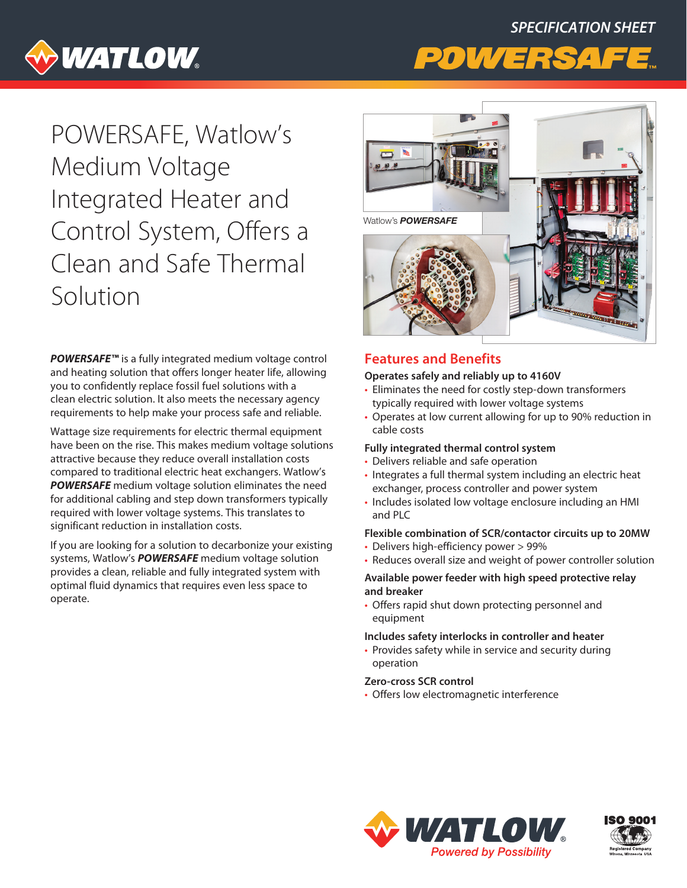# POWERSAFE, Watlow's Medium Voltage Integrated Heater and Control System, Offers a Clean and Safe Thermal Solution

Watlow's ***POWERSAFE***

***POWERSAFE™*** is a fully integrated medium voltage control and heating solution that offers longer heater life, allowing you to confidently replace fossil fuel solutions with a clean electric solution. It also meets the necessary agency requirements to help make your process safe and reliable.

Wattage size requirements for electric thermal equipment have been on the rise. This makes medium voltage solutions attractive because they reduce overall installation costs compared to traditional electric heat exchangers. Watlow's ***POWERSAFE*** medium voltage solution eliminates the need for additional cabling and step down transformers typically required with lower voltage systems. This translates to significant reduction in installation costs.

If you are looking for a solution to decarbonize your existing systems, Watlow's ***POWERSAFE*** medium voltage solution provides a clean, reliable and fully integrated system with optimal fluid dynamics that requires even less space to operate.

## Features and Benefits

**Operates safely and reliably up to 4160V**

- Eliminates the need for costly step-down transformers typically required with lower voltage systems
- Operates at low current allowing for up to 90% reduction in cable costs

**Fully integrated thermal control system**

- Delivers reliable and safe operation
- Integrates a full thermal system including an electric heat exchanger, process controller and power system
- Includes isolated low voltage enclosure including an HMI and PLC

**Flexible combination of SCR/contactor circuits up to 20MW**

- Delivers high-efficiency power > 99%
- Reduces overall size and weight of power controller solution

**Available power feeder with high speed protective relay and breaker**

- Offers rapid shut down protecting personnel and equipment

**Includes safety interlocks in controller and heater**

- Provides safety while in service and security during operation

**Zero-cross SCR control**

- Offers low electromagnetic interference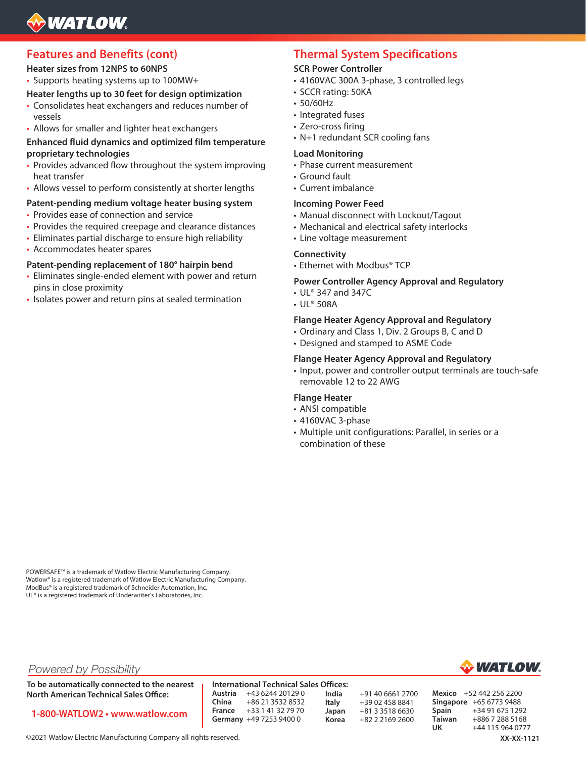## Features and Benefits (cont)

**Heater sizes from 12NPS to 60NPS**

- Supports heating systems up to 100MW+

**Heater lengths up to 30 feet for design optimization**

- Consolidates heat exchangers and reduces number of vessels
- Allows for smaller and lighter heat exchangers

**Enhanced fluid dynamics and optimized film temperature proprietary technologies**

- Provides advanced flow throughout the system improving heat transfer
- Allows vessel to perform consistently at shorter lengths

**Patent-pending medium voltage heater busing system**

- Provides ease of connection and service
- Provides the required creepage and clearance distances
- Eliminates partial discharge to ensure high reliability
- Accommodates heater spares

**Patent-pending replacement of 180° hairpin bend**

- Eliminates single-ended element with power and return pins in close proximity
- Isolates power and return pins at sealed termination

## Thermal System Specifications

**SCR Power Controller**

- 4160VAC 300A 3-phase, 3 controlled legs
- SCCR rating: 50KA
- 50/60Hz
- Integrated fuses
- Zero-cross firing
- N+1 redundant SCR cooling fans

**Load Monitoring**

- Phase current measurement
- Ground fault
- Current imbalance

**Incoming Power Feed**

- Manual disconnect with Lockout/Tagout
- Mechanical and electrical safety interlocks
- Line voltage measurement

**Connectivity**

- Ethernet with Modbus® TCP

**Power Controller Agency Approval and Regulatory**

- UL® 347 and 347C
- UL® 508A

**Flange Heater Agency Approval and Regulatory**

- Ordinary and Class 1, Div. 2 Groups B, C and D
- Designed and stamped to ASME Code

**Flange Heater Agency Approval and Regulatory**

- Input, power and controller output terminals are touch-safe removable 12 to 22 AWG

**Flange Heater**

- ANSI compatible
- 4160VAC 3-phase
- Multiple unit configurations: Parallel, in series or a combination of these

POWERSAFE™ is a trademark of Watlow Electric Manufacturing Company.
Watlow® is a registered trademark of Watlow Electric Manufacturing Company.
ModBus® is a registered trademark of Schneider Automation, Inc.
UL® is a registered trademark of Underwriter's Laboratories, Inc.

*Powered by Possibility*

**To be automatically connected to the nearest North American Technical Sales Office:**

**1-800-WATLOW2 • www.watlow.com**

**International Technical Sales Offices:**

| | | | | | |
|---|---|---|---|---|---|
| **Austria** | +43 6244 20129 0 | **India** | +91 40 6661 2700 | **Mexico** | +52 442 256 2200 |
| **China** | +86 21 3532 8532 | **Italy** | +39 02 458 8841 | **Singapore** | +65 6773 9488 |
| **France** | +33 1 41 32 79 70 | **Japan** | +81 3 3518 6630 | **Spain** | +34 91 675 1292 |
| **Germany** | +49 7253 9400 0 | **Korea** | +82 2 2169 2600 | **Taiwan** | +886 7 288 5168 |
| | | | | **UK** | +44 115 964 0777 |

©2021 Watlow Electric Manufacturing Company all rights reserved.

XX-XX-1121